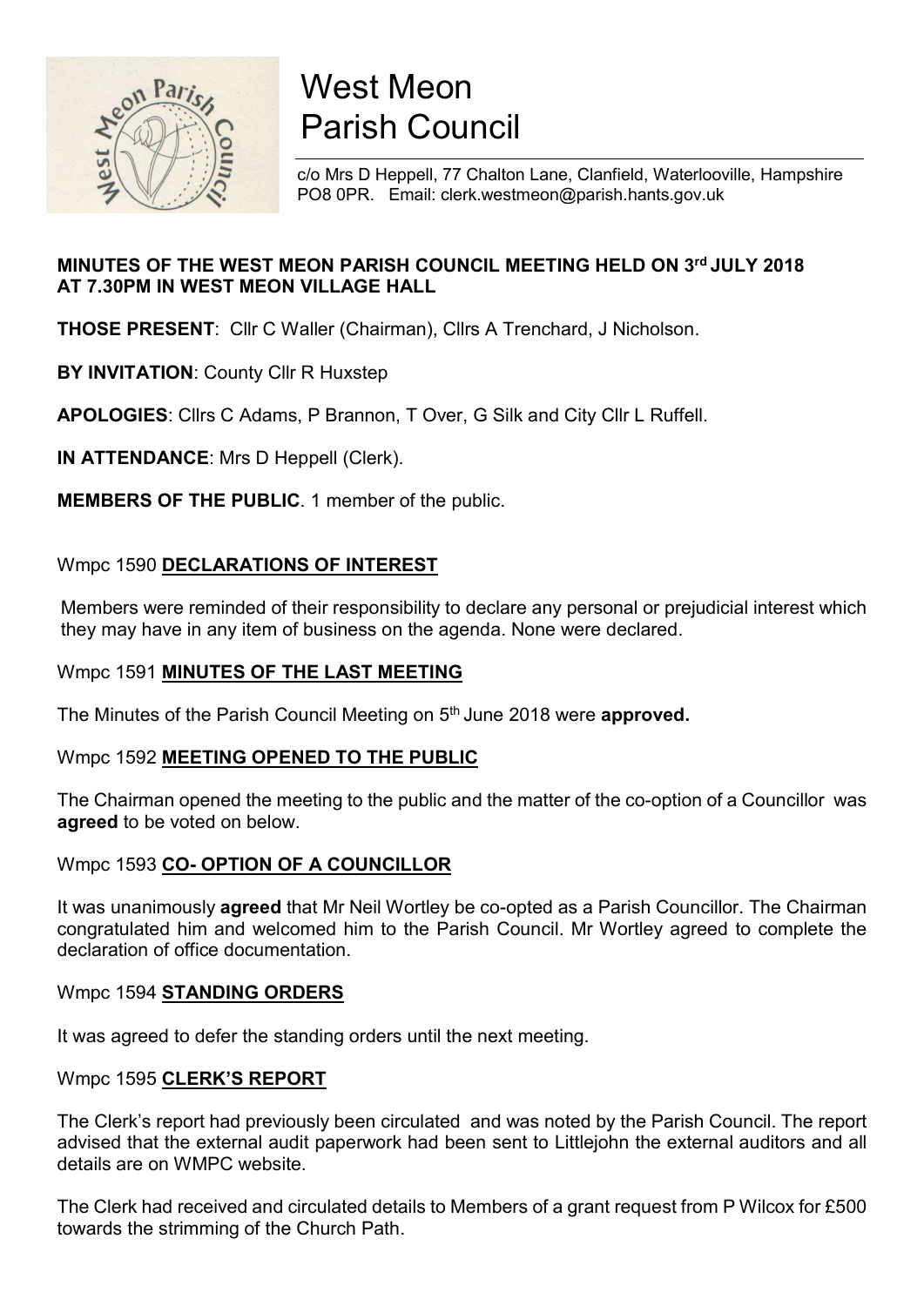# West Meon Parish Council

c/o Mrs D Heppell, 77 Chalton Lane, Clanfield, Waterlooville, Hampshire PO8 0PR. Email: clerk.westmeon@parish.hants.gov.uk

**MINUTES OF THE WEST MEON PARISH COUNCIL MEETING HELD ON 3rd JULY 2018 AT 7.30PM IN WEST MEON VILLAGE HALL**

**THOSE PRESENT**: Cllr C Waller (Chairman), Cllrs A Trenchard, J Nicholson.

**BY INVITATION**: County Cllr R Huxstep

**APOLOGIES**: Cllrs C Adams, P Brannon, T Over, G Silk and City Cllr L Ruffell.

**IN ATTENDANCE**: Mrs D Heppell (Clerk).

**MEMBERS OF THE PUBLIC**. 1 member of the public.

## Wmpc 1590 DECLARATIONS OF INTEREST

Members were reminded of their responsibility to declare any personal or prejudicial interest which they may have in any item of business on the agenda. None were declared.

## Wmpc 1591 MINUTES OF THE LAST MEETING

The Minutes of the Parish Council Meeting on 5th June 2018 were **approved.**

## Wmpc 1592 MEETING OPENED TO THE PUBLIC

The Chairman opened the meeting to the public and the matter of the co-option of a Councillor was **agreed** to be voted on below.

## Wmpc 1593 CO- OPTION OF A COUNCILLOR

It was unanimously **agreed** that Mr Neil Wortley be co-opted as a Parish Councillor. The Chairman congratulated him and welcomed him to the Parish Council. Mr Wortley agreed to complete the declaration of office documentation.

## Wmpc 1594 STANDING ORDERS

It was agreed to defer the standing orders until the next meeting.

## Wmpc 1595 CLERK'S REPORT

The Clerk's report had previously been circulated and was noted by the Parish Council. The report advised that the external audit paperwork had been sent to Littlejohn the external auditors and all details are on WMPC website.

The Clerk had received and circulated details to Members of a grant request from P Wilcox for £500 towards the strimming of the Church Path.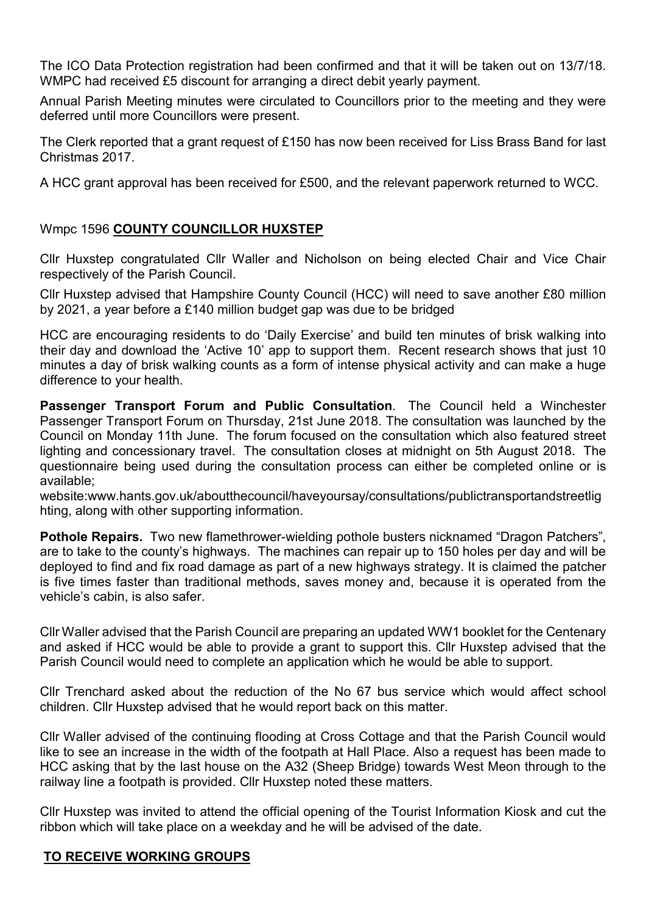The ICO Data Protection registration had been confirmed and that it will be taken out on 13/7/18. WMPC had received £5 discount for arranging a direct debit yearly payment.

Annual Parish Meeting minutes were circulated to Councillors prior to the meeting and they were deferred until more Councillors were present.

The Clerk reported that a grant request of £150 has now been received for Liss Brass Band for last Christmas 2017.

A HCC grant approval has been received for £500, and the relevant paperwork returned to WCC.

Wmpc 1596 **COUNTY COUNCILLOR HUXSTEP**

Cllr Huxstep congratulated Cllr Waller and Nicholson on being elected Chair and Vice Chair respectively of the Parish Council.

Cllr Huxstep advised that Hampshire County Council (HCC) will need to save another £80 million by 2021, a year before a £140 million budget gap was due to be bridged

HCC are encouraging residents to do 'Daily Exercise' and build ten minutes of brisk walking into their day and download the 'Active 10' app to support them. Recent research shows that just 10 minutes a day of brisk walking counts as a form of intense physical activity and can make a huge difference to your health.

**Passenger Transport Forum and Public Consultation**. The Council held a Winchester Passenger Transport Forum on Thursday, 21st June 2018. The consultation was launched by the Council on Monday 11th June. The forum focused on the consultation which also featured street lighting and concessionary travel. The consultation closes at midnight on 5th August 2018. The questionnaire being used during the consultation process can either be completed online or is available;
website:www.hants.gov.uk/aboutthecouncil/haveyoursay/consultations/publictransportandstreetlighting, along with other supporting information.

**Pothole Repairs.** Two new flamethrower-wielding pothole busters nicknamed "Dragon Patchers", are to take to the county's highways. The machines can repair up to 150 holes per day and will be deployed to find and fix road damage as part of a new highways strategy. It is claimed the patcher is five times faster than traditional methods, saves money and, because it is operated from the vehicle's cabin, is also safer.

Cllr Waller advised that the Parish Council are preparing an updated WW1 booklet for the Centenary and asked if HCC would be able to provide a grant to support this. Cllr Huxstep advised that the Parish Council would need to complete an application which he would be able to support.

Cllr Trenchard asked about the reduction of the No 67 bus service which would affect school children. Cllr Huxstep advised that he would report back on this matter.

Cllr Waller advised of the continuing flooding at Cross Cottage and that the Parish Council would like to see an increase in the width of the footpath at Hall Place. Also a request has been made to HCC asking that by the last house on the A32 (Sheep Bridge) towards West Meon through to the railway line a footpath is provided. Cllr Huxstep noted these matters.

Cllr Huxstep was invited to attend the official opening of the Tourist Information Kiosk and cut the ribbon which will take place on a weekday and he will be advised of the date.

**TO RECEIVE WORKING GROUPS**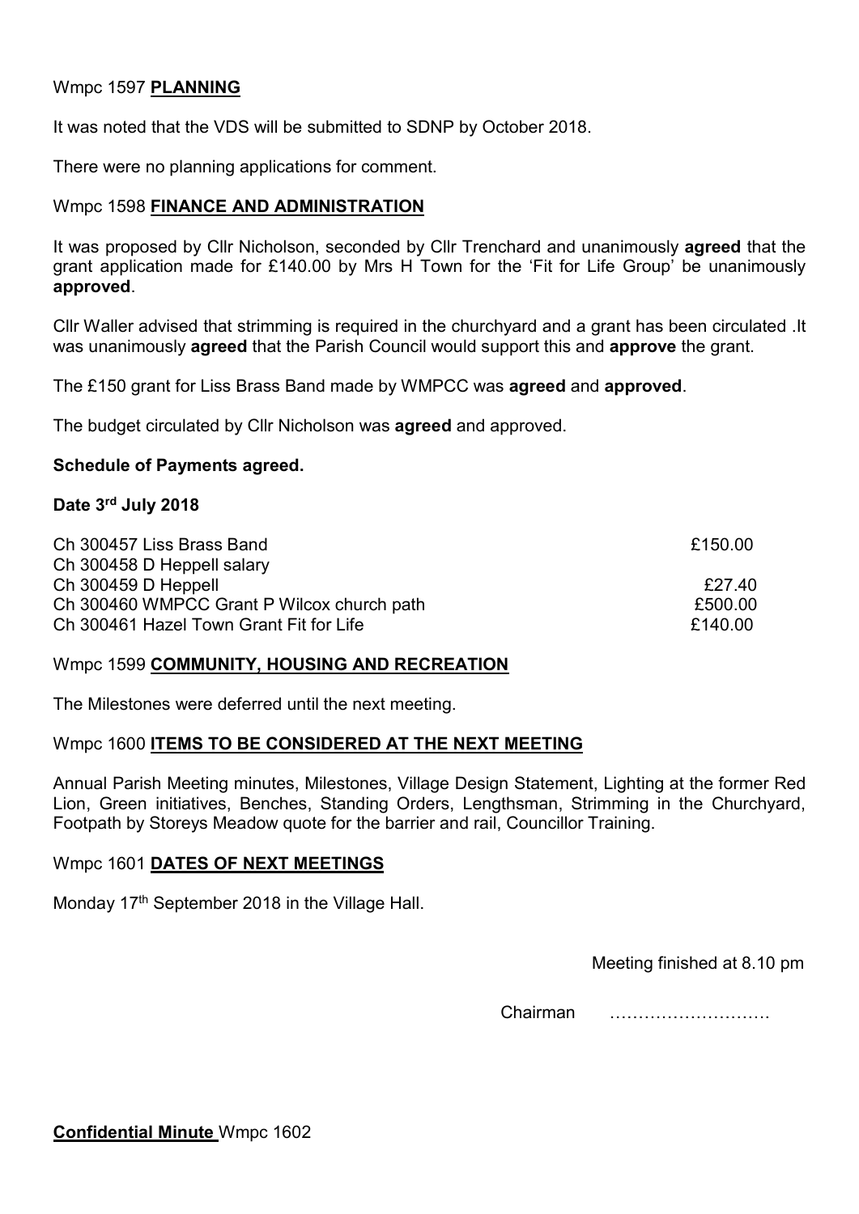Wmpc 1597 **PLANNING**

It was noted that the VDS will be submitted to SDNP by October 2018.

There were no planning applications for comment.

Wmpc 1598 **FINANCE AND ADMINISTRATION**

It was proposed by Cllr Nicholson, seconded by Cllr Trenchard and unanimously **agreed** that the grant application made for £140.00 by Mrs H Town for the 'Fit for Life Group' be unanimously **approved**.

Cllr Waller advised that strimming is required in the churchyard and a grant has been circulated .It was unanimously **agreed** that the Parish Council would support this and **approve** the grant.

The £150 grant for Liss Brass Band made by WMPCC was **agreed** and **approved**.

The budget circulated by Cllr Nicholson was **agreed** and approved.

**Schedule of Payments agreed.**

**Date 3rd July 2018**

| | |
|---|---|
| Ch 300457 Liss Brass Band | £150.00 |
| Ch 300458 D Heppell salary | |
| Ch 300459 D Heppell | £27.40 |
| Ch 300460 WMPCC Grant P Wilcox church path | £500.00 |
| Ch 300461 Hazel Town Grant Fit for Life | £140.00 |

Wmpc 1599 **COMMUNITY, HOUSING AND RECREATION**

The Milestones were deferred until the next meeting.

Wmpc 1600 **ITEMS TO BE CONSIDERED AT THE NEXT MEETING**

Annual Parish Meeting minutes, Milestones, Village Design Statement, Lighting at the former Red Lion, Green initiatives, Benches, Standing Orders, Lengthsman, Strimming in the Churchyard, Footpath by Storeys Meadow quote for the barrier and rail, Councillor Training.

Wmpc 1601 **DATES OF NEXT MEETINGS**

Monday 17th September 2018 in the Village Hall.

Meeting finished at 8.10 pm

Chairman ……………………….

**Confidential Minute** Wmpc 1602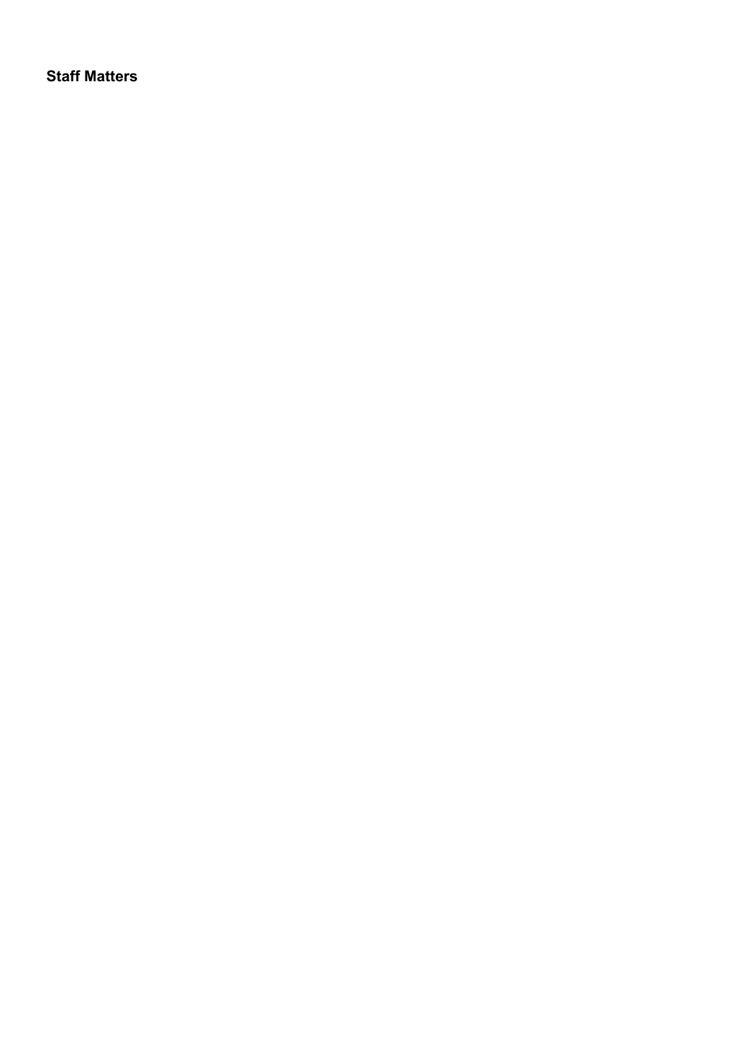### Staff Matters